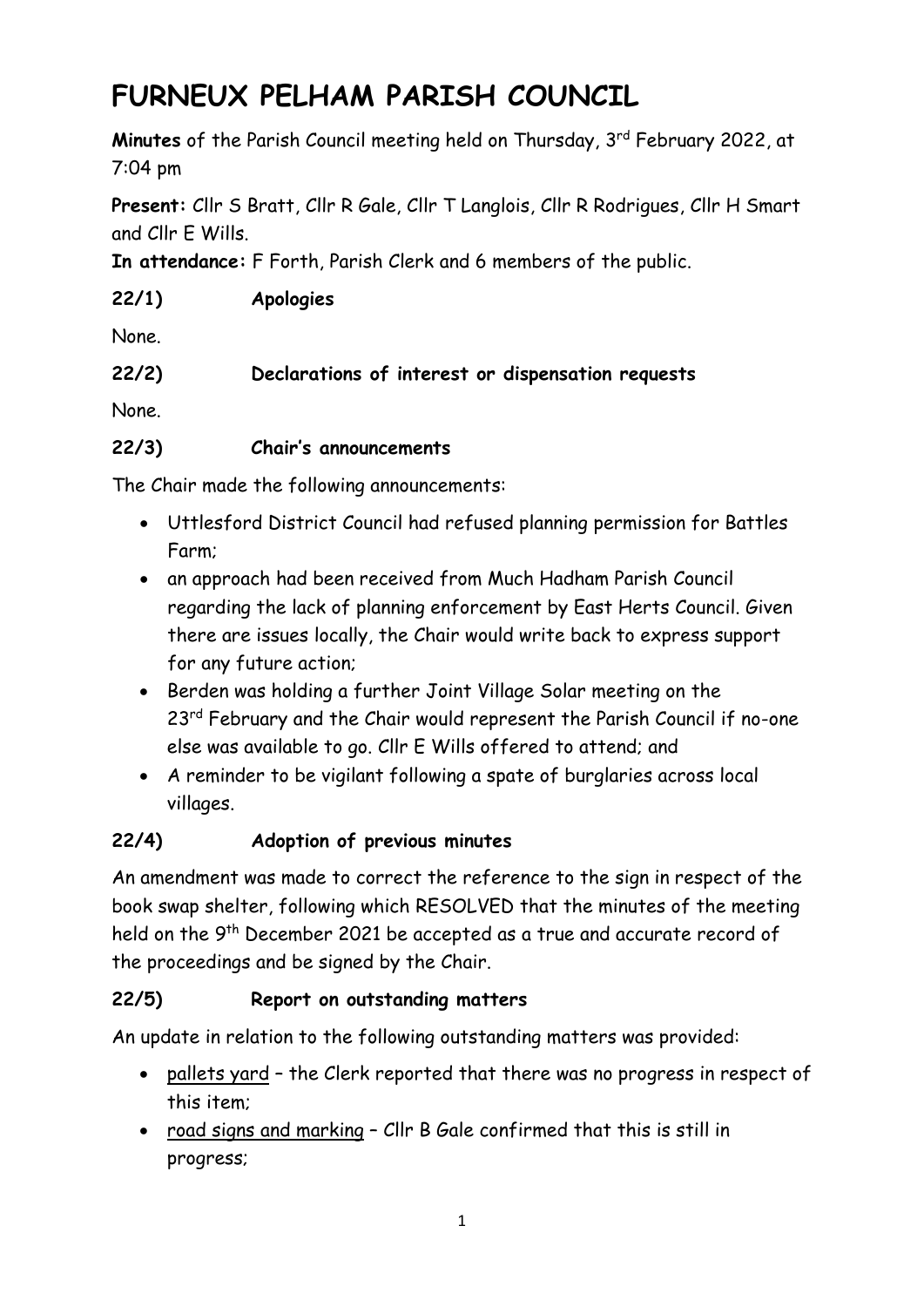# FURNEUX PELHAM PARISH COUNCIL

**Minutes** of the Parish Council meeting held on Thursday, 3rd February 2022, at 7:04 pm

**Present:** Cllr S Bratt, Cllr R Gale, Cllr T Langlois, Cllr R Rodrigues, Cllr H Smart and Cllr E Wills.

**In attendance:** F Forth, Parish Clerk and 6 members of the public.

### 22/1) Apologies

None.

### 22/2) Declarations of interest or dispensation requests

None.

### 22/3) Chair's announcements

The Chair made the following announcements:

- Uttlesford District Council had refused planning permission for Battles Farm;
- an approach had been received from Much Hadham Parish Council regarding the lack of planning enforcement by East Herts Council. Given there are issues locally, the Chair would write back to express support for any future action;
- Berden was holding a further Joint Village Solar meeting on the 23rd February and the Chair would represent the Parish Council if no-one else was available to go. Cllr E Wills offered to attend; and
- A reminder to be vigilant following a spate of burglaries across local villages.

### 22/4) Adoption of previous minutes

An amendment was made to correct the reference to the sign in respect of the book swap shelter, following which RESOLVED that the minutes of the meeting held on the 9th December 2021 be accepted as a true and accurate record of the proceedings and be signed by the Chair.

### 22/5) Report on outstanding matters

An update in relation to the following outstanding matters was provided:

- <u>pallets yard</u> – the Clerk reported that there was no progress in respect of this item;
- <u>road signs and marking</u> – Cllr B Gale confirmed that this is still in progress;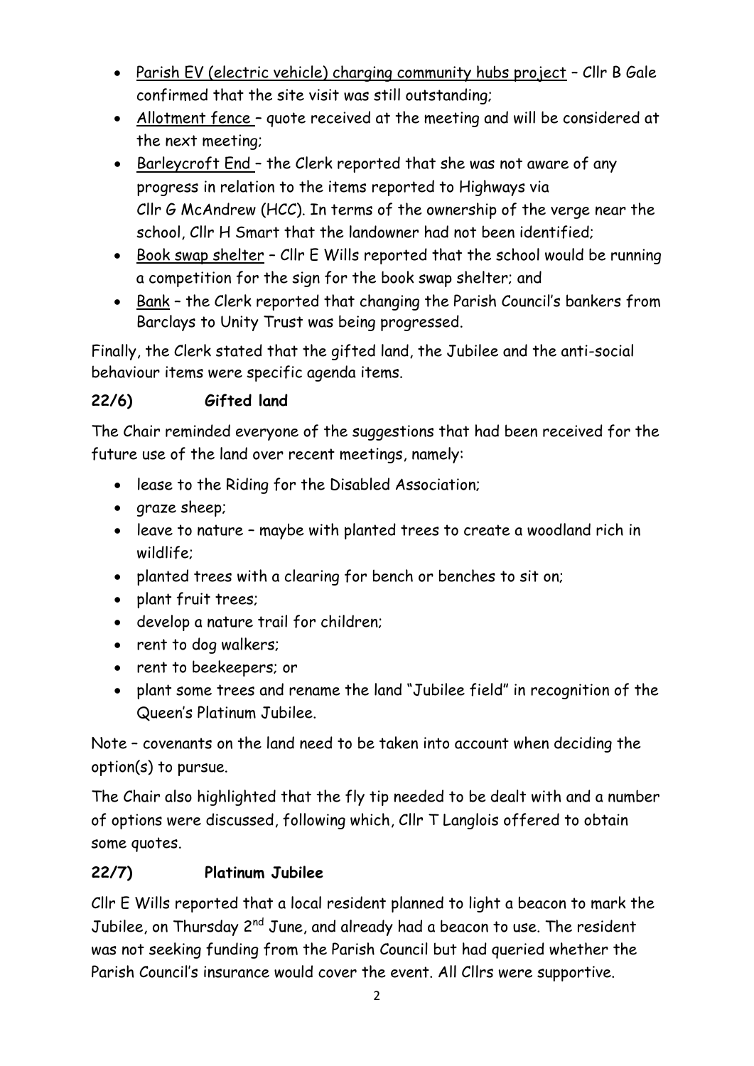- Parish EV (electric vehicle) charging community hubs project – Cllr B Gale confirmed that the site visit was still outstanding;
- Allotment fence – quote received at the meeting and will be considered at the next meeting;
- Barleycroft End – the Clerk reported that she was not aware of any progress in relation to the items reported to Highways via Cllr G McAndrew (HCC). In terms of the ownership of the verge near the school, Cllr H Smart that the landowner had not been identified;
- Book swap shelter – Cllr E Wills reported that the school would be running a competition for the sign for the book swap shelter; and
- Bank – the Clerk reported that changing the Parish Council's bankers from Barclays to Unity Trust was being progressed.

Finally, the Clerk stated that the gifted land, the Jubilee and the anti-social behaviour items were specific agenda items.

### 22/6) Gifted land

The Chair reminded everyone of the suggestions that had been received for the future use of the land over recent meetings, namely:

- lease to the Riding for the Disabled Association;
- graze sheep;
- leave to nature – maybe with planted trees to create a woodland rich in wildlife;
- planted trees with a clearing for bench or benches to sit on;
- plant fruit trees;
- develop a nature trail for children;
- rent to dog walkers;
- rent to beekeepers; or
- plant some trees and rename the land "Jubilee field" in recognition of the Queen's Platinum Jubilee.

Note – covenants on the land need to be taken into account when deciding the option(s) to pursue.

The Chair also highlighted that the fly tip needed to be dealt with and a number of options were discussed, following which, Cllr T Langlois offered to obtain some quotes.

### 22/7) Platinum Jubilee

Cllr E Wills reported that a local resident planned to light a beacon to mark the Jubilee, on Thursday 2nd June, and already had a beacon to use. The resident was not seeking funding from the Parish Council but had queried whether the Parish Council's insurance would cover the event. All Cllrs were supportive.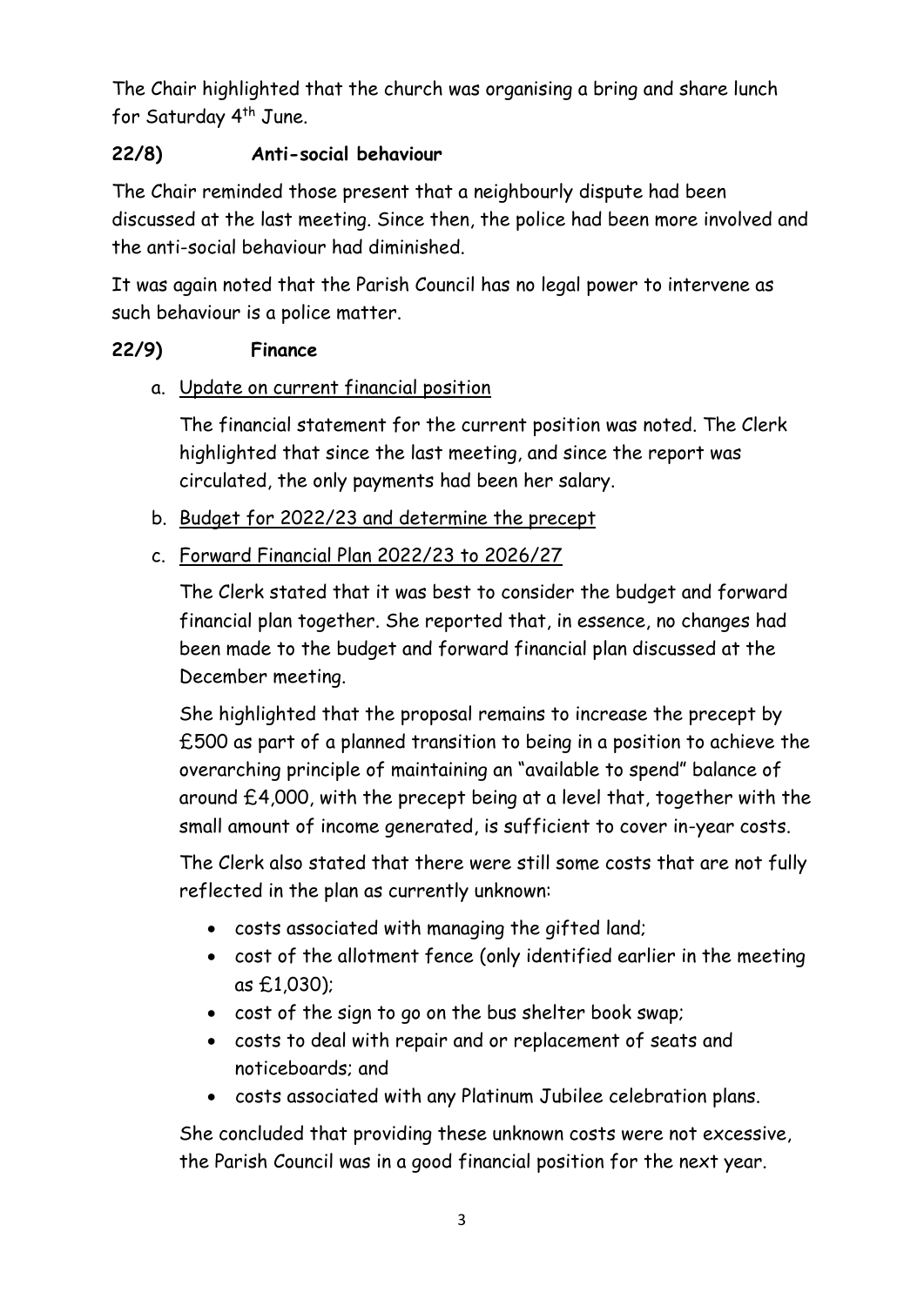The Chair highlighted that the church was organising a bring and share lunch for Saturday 4th June.

### 22/8) Anti-social behaviour

The Chair reminded those present that a neighbourly dispute had been discussed at the last meeting. Since then, the police had been more involved and the anti-social behaviour had diminished.

It was again noted that the Parish Council has no legal power to intervene as such behaviour is a police matter.

### 22/9) Finance

a. Update on current financial position

   The financial statement for the current position was noted. The Clerk highlighted that since the last meeting, and since the report was circulated, the only payments had been her salary.

b. Budget for 2022/23 and determine the precept

c. Forward Financial Plan 2022/23 to 2026/27

   The Clerk stated that it was best to consider the budget and forward financial plan together. She reported that, in essence, no changes had been made to the budget and forward financial plan discussed at the December meeting.

   She highlighted that the proposal remains to increase the precept by £500 as part of a planned transition to being in a position to achieve the overarching principle of maintaining an "available to spend" balance of around £4,000, with the precept being at a level that, together with the small amount of income generated, is sufficient to cover in-year costs.

   The Clerk also stated that there were still some costs that are not fully reflected in the plan as currently unknown:

   - costs associated with managing the gifted land;
   - cost of the allotment fence (only identified earlier in the meeting as £1,030);
   - cost of the sign to go on the bus shelter book swap;
   - costs to deal with repair and or replacement of seats and noticeboards; and
   - costs associated with any Platinum Jubilee celebration plans.

   She concluded that providing these unknown costs were not excessive, the Parish Council was in a good financial position for the next year.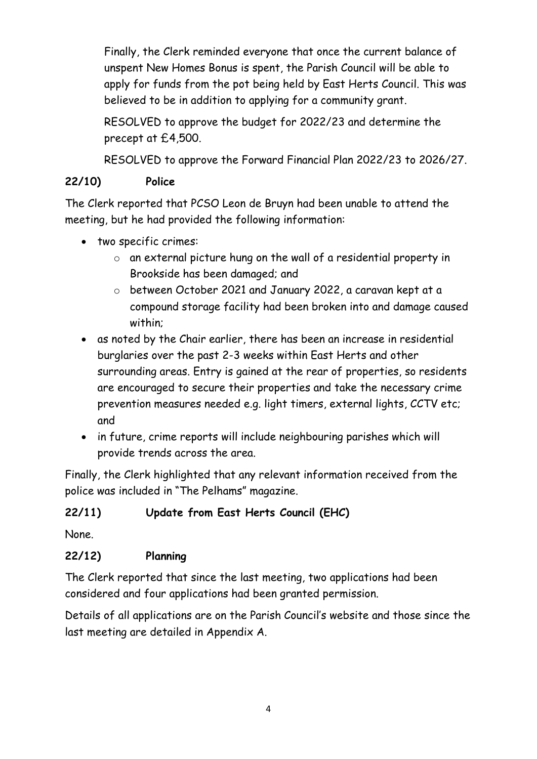Finally, the Clerk reminded everyone that once the current balance of unspent New Homes Bonus is spent, the Parish Council will be able to apply for funds from the pot being held by East Herts Council. This was believed to be in addition to applying for a community grant.

RESOLVED to approve the budget for 2022/23 and determine the precept at £4,500.

RESOLVED to approve the Forward Financial Plan 2022/23 to 2026/27.

**22/10) Police**

The Clerk reported that PCSO Leon de Bruyn had been unable to attend the meeting, but he had provided the following information:

- two specific crimes:
    - an external picture hung on the wall of a residential property in Brookside has been damaged; and
    - between October 2021 and January 2022, a caravan kept at a compound storage facility had been broken into and damage caused within;
- as noted by the Chair earlier, there has been an increase in residential burglaries over the past 2-3 weeks within East Herts and other surrounding areas. Entry is gained at the rear of properties, so residents are encouraged to secure their properties and take the necessary crime prevention measures needed e.g. light timers, external lights, CCTV etc; and
- in future, crime reports will include neighbouring parishes which will provide trends across the area.

Finally, the Clerk highlighted that any relevant information received from the police was included in "The Pelhams" magazine.

**22/11) Update from East Herts Council (EHC)**

None.

**22/12) Planning**

The Clerk reported that since the last meeting, two applications had been considered and four applications had been granted permission.

Details of all applications are on the Parish Council's website and those since the last meeting are detailed in Appendix A.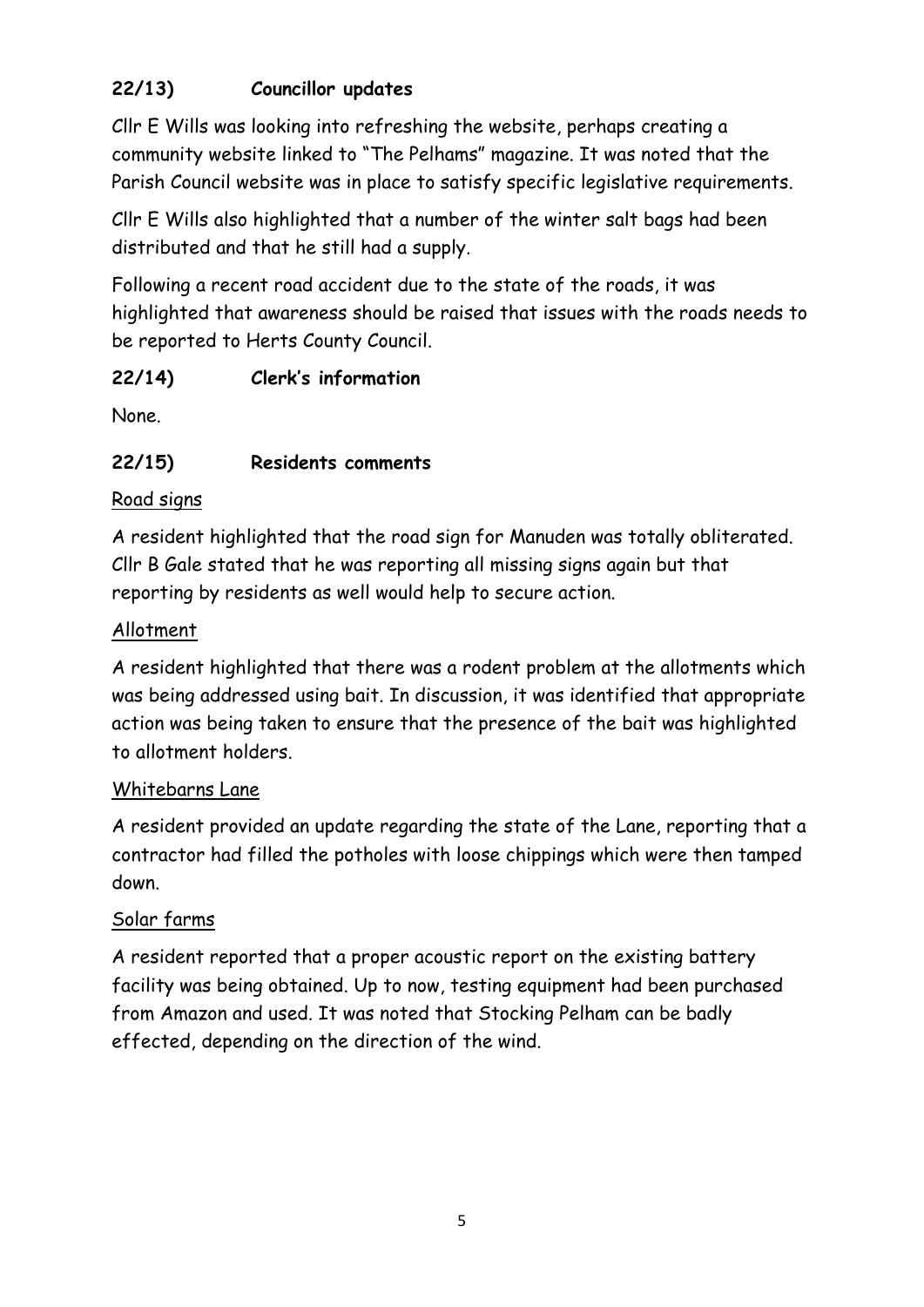### 22/13) Councillor updates

Cllr E Wills was looking into refreshing the website, perhaps creating a community website linked to "The Pelhams" magazine. It was noted that the Parish Council website was in place to satisfy specific legislative requirements.

Cllr E Wills also highlighted that a number of the winter salt bags had been distributed and that he still had a supply.

Following a recent road accident due to the state of the roads, it was highlighted that awareness should be raised that issues with the roads needs to be reported to Herts County Council.

### 22/14) Clerk's information

None.

### 22/15) Residents comments

<u>Road signs</u>

A resident highlighted that the road sign for Manuden was totally obliterated. Cllr B Gale stated that he was reporting all missing signs again but that reporting by residents as well would help to secure action.

<u>Allotment</u>

A resident highlighted that there was a rodent problem at the allotments which was being addressed using bait. In discussion, it was identified that appropriate action was being taken to ensure that the presence of the bait was highlighted to allotment holders.

<u>Whitebarns Lane</u>

A resident provided an update regarding the state of the Lane, reporting that a contractor had filled the potholes with loose chippings which were then tamped down.

<u>Solar farms</u>

A resident reported that a proper acoustic report on the existing battery facility was being obtained. Up to now, testing equipment had been purchased from Amazon and used. It was noted that Stocking Pelham can be badly effected, depending on the direction of the wind.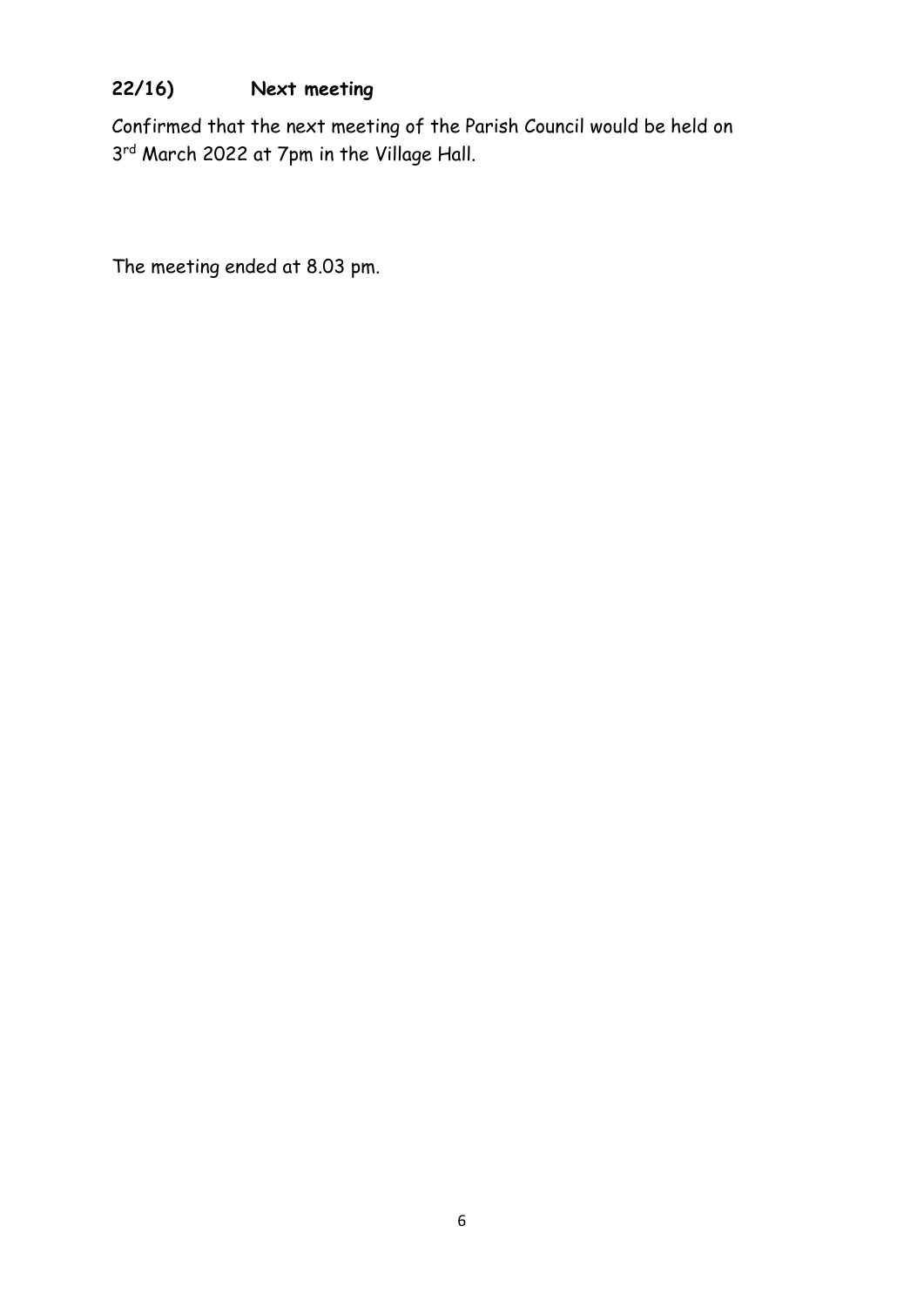### 22/16) Next meeting

Confirmed that the next meeting of the Parish Council would be held on 3rd March 2022 at 7pm in the Village Hall.

The meeting ended at 8.03 pm.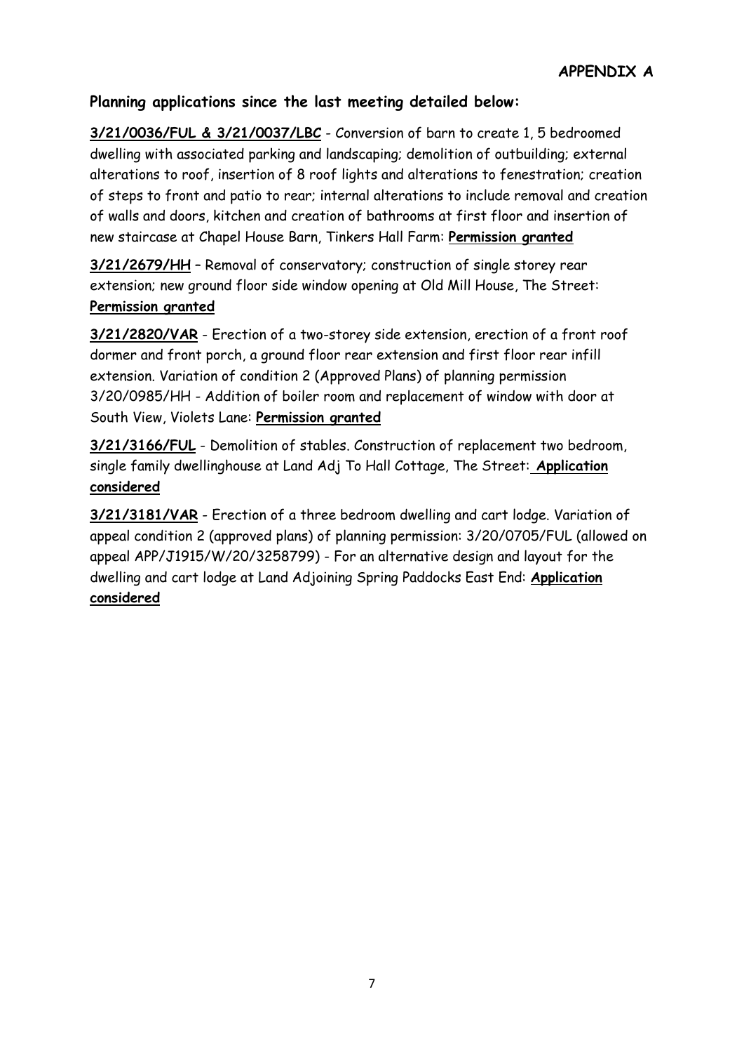**APPENDIX A**

**Planning applications since the last meeting detailed below:**

**3/21/0036/FUL & 3/21/0037/LBC** - Conversion of barn to create 1, 5 bedroomed dwelling with associated parking and landscaping; demolition of outbuilding; external alterations to roof, insertion of 8 roof lights and alterations to fenestration; creation of steps to front and patio to rear; internal alterations to include removal and creation of walls and doors, kitchen and creation of bathrooms at first floor and insertion of new staircase at Chapel House Barn, Tinkers Hall Farm: **Permission granted**

**3/21/2679/HH** – Removal of conservatory; construction of single storey rear extension; new ground floor side window opening at Old Mill House, The Street: **Permission granted**

**3/21/2820/VAR** - Erection of a two-storey side extension, erection of a front roof dormer and front porch, a ground floor rear extension and first floor rear infill extension. Variation of condition 2 (Approved Plans) of planning permission 3/20/0985/HH - Addition of boiler room and replacement of window with door at South View, Violets Lane: **Permission granted**

**3/21/3166/FUL** - Demolition of stables. Construction of replacement two bedroom, single family dwellinghouse at Land Adj To Hall Cottage, The Street: **Application considered**

**3/21/3181/VAR** - Erection of a three bedroom dwelling and cart lodge. Variation of appeal condition 2 (approved plans) of planning permission: 3/20/0705/FUL (allowed on appeal APP/J1915/W/20/3258799) - For an alternative design and layout for the dwelling and cart lodge at Land Adjoining Spring Paddocks East End: **Application considered**